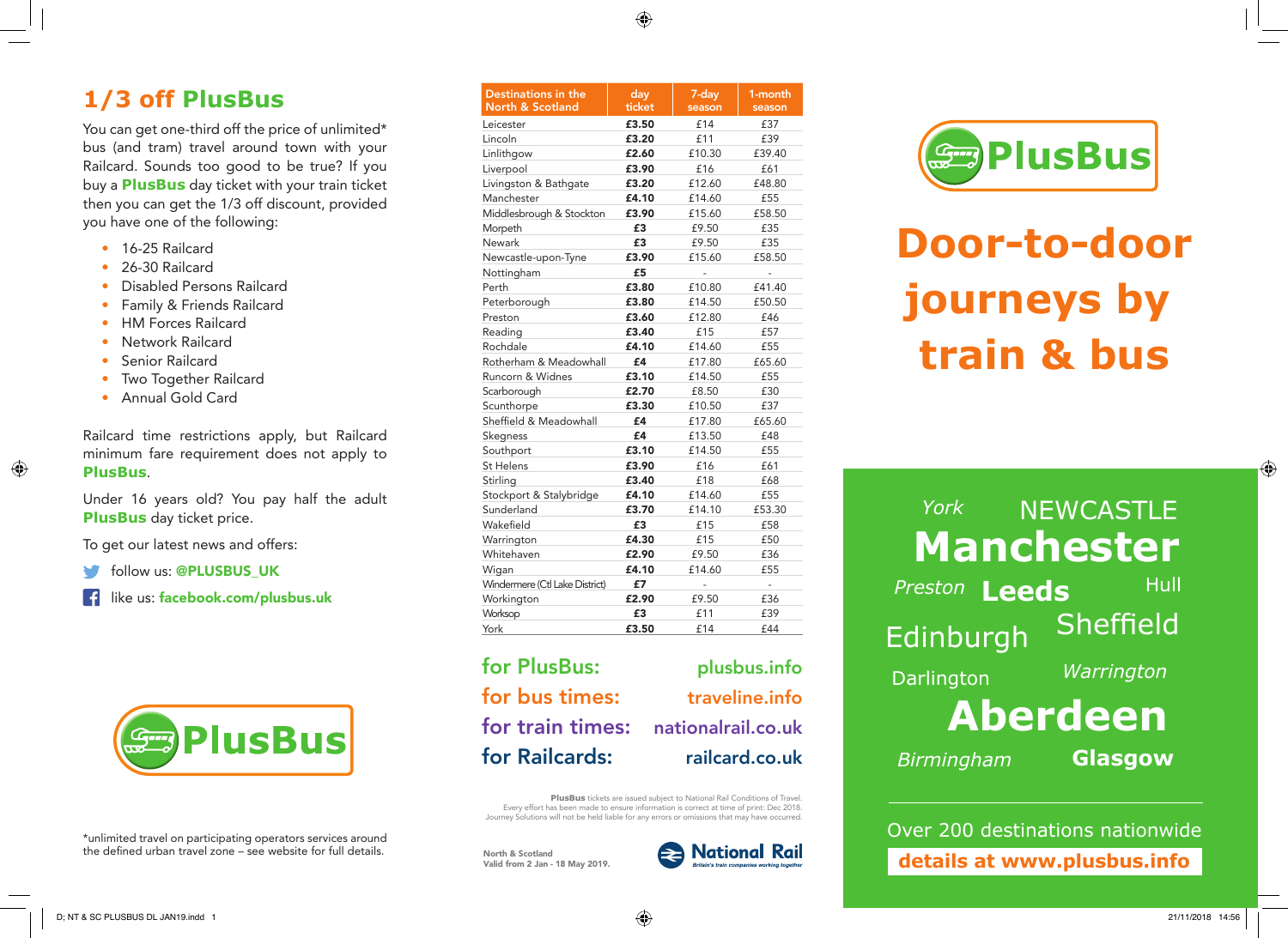## 1/3 off PlusBus

You can get one-third off the price of unlimited* bus (and tram) travel around town with your Railcard. Sounds too good to be true? If you buy a **PlusBus** day ticket with your train ticket then you can get the 1/3 off discount, provided you have one of the following:

- 16-25 Railcard
- 26-30 Railcard
- Disabled Persons Railcard
- Family & Friends Railcard
- HM Forces Railcard
- Network Railcard
- Senior Railcard
- Two Together Railcard
- Annual Gold Card

Railcard time restrictions apply, but Railcard minimum fare requirement does not apply to **PlusBus**.

Under 16 years old? You pay half the adult **PlusBus** day ticket price.

To get our latest news and offers:

follow us: **@PLUSBUS_UK**

like us: **facebook.com/plusbus.uk**

**PlusBus**

*unlimited travel on participating operators services around the defined urban travel zone – see website for full details.

| Destinations in the North & Scotland | day ticket | 7-day season | 1-month season |
|---|---|---|---|
| Leicester | **£3.50** | £14 | £37 |
| Lincoln | **£3.20** | £11 | £39 |
| Linlithgow | **£2.60** | £10.30 | £39.40 |
| Liverpool | **£3.90** | £16 | £61 |
| Livingston & Bathgate | **£3.20** | £12.60 | £48.80 |
| Manchester | **£4.10** | £14.60 | £55 |
| Middlesbrough & Stockton | **£3.90** | £15.60 | £58.50 |
| Morpeth | **£3** | £9.50 | £35 |
| Newark | **£3** | £9.50 | £35 |
| Newcastle-upon-Tyne | **£3.90** | £15.60 | £58.50 |
| Nottingham | **£5** | - | - |
| Perth | **£3.80** | £10.80 | £41.40 |
| Peterborough | **£3.80** | £14.50 | £50.50 |
| Preston | **£3.60** | £12.80 | £46 |
| Reading | **£3.40** | £15 | £57 |
| Rochdale | **£4.10** | £14.60 | £55 |
| Rotherham & Meadowhall | **£4** | £17.80 | £65.60 |
| Runcorn & Widnes | **£3.10** | £14.50 | £55 |
| Scarborough | **£2.70** | £8.50 | £30 |
| Scunthorpe | **£3.30** | £10.50 | £37 |
| Sheffield & Meadowhall | **£4** | £17.80 | £65.60 |
| Skegness | **£4** | £13.50 | £48 |
| Southport | **£3.10** | £14.50 | £55 |
| St Helens | **£3.90** | £16 | £61 |
| Stirling | **£3.40** | £18 | £68 |
| Stockport & Stalybridge | **£4.10** | £14.60 | £55 |
| Sunderland | **£3.70** | £14.10 | £53.30 |
| Wakefield | **£3** | £15 | £58 |
| Warrington | **£4.30** | £15 | £50 |
| Whitehaven | **£2.90** | £9.50 | £36 |
| Wigan | **£4.10** | £14.60 | £55 |
| Windermere (Ctl Lake District) | **£7** | - | - |
| Workington | **£2.90** | £9.50 | £36 |
| Worksop | **£3** | £11 | £39 |
| York | **£3.50** | £14 | £44 |

for PlusBus: plusbus.info
for bus times: traveline.info
for train times: nationalrail.co.uk
for Railcards: railcard.co.uk

**PlusBus** tickets are issued subject to National Rail Conditions of Travel. Every effort has been made to ensure information is correct at time of print: Dec 2018. Journey Solutions will not be held liable for any errors or omissions that may have occurred.

**North & Scotland**
**Valid from 2 Jan - 18 May 2019.**

National Rail — Britain's train companies working together

**PlusBus**

# Door-to-door journeys by train & bus

York NEWCASTLE **Manchester** Preston **Leeds** Hull Edinburgh Sheffield Darlington Warrington **Aberdeen** Birmingham **Glasgow**

Over 200 destinations nationwide

**details at www.plusbus.info**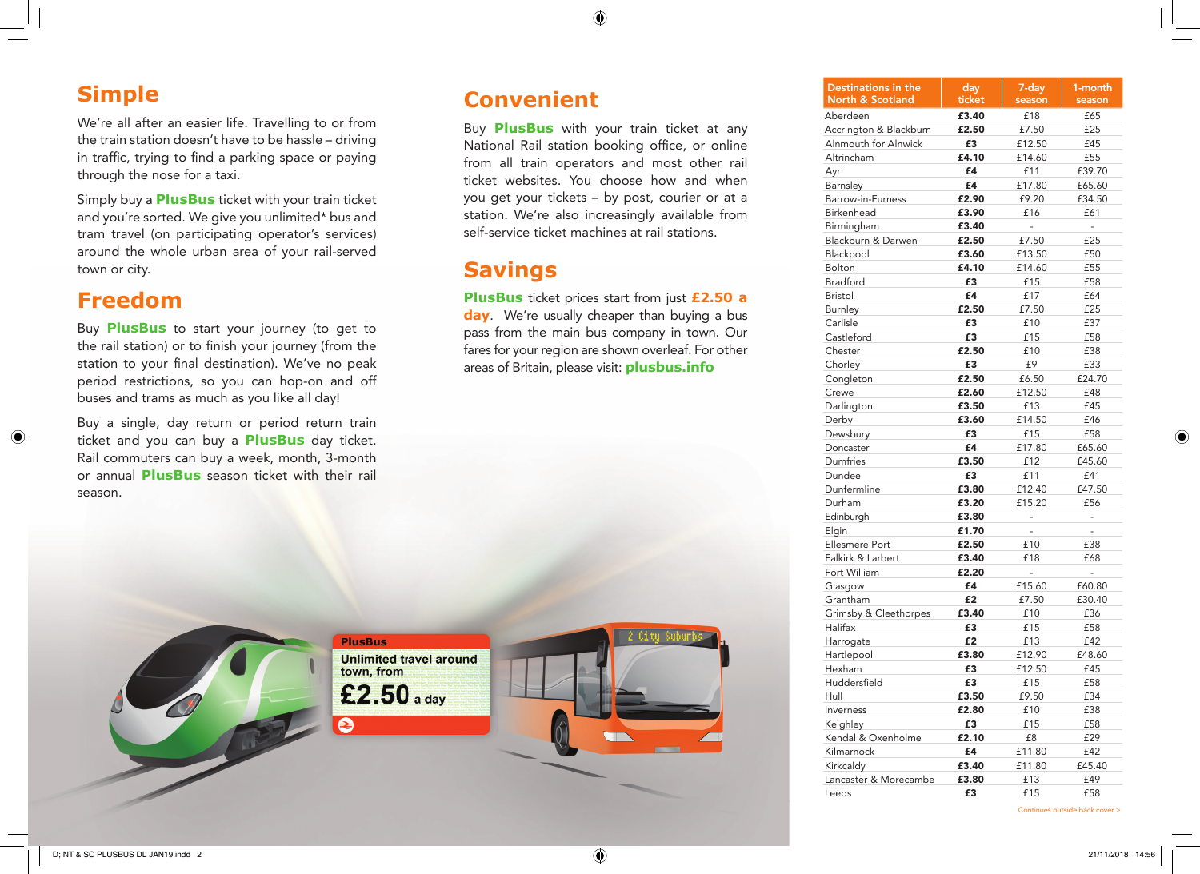## Simple

We're all after an easier life. Travelling to or from the train station doesn't have to be hassle – driving in traffic, trying to find a parking space or paying through the nose for a taxi.

Simply buy a **PlusBus** ticket with your train ticket and you're sorted. We give you unlimited* bus and tram travel (on participating operator's services) around the whole urban area of your rail-served town or city.

## Freedom

Buy **PlusBus** to start your journey (to get to the rail station) or to finish your journey (from the station to your final destination). We've no peak period restrictions, so you can hop-on and off buses and trams as much as you like all day!

Buy a single, day return or period return train ticket and you can buy a **PlusBus** day ticket. Rail commuters can buy a week, month, 3-month or annual **PlusBus** season ticket with their rail season.

## Convenient

Buy **PlusBus** with your train ticket at any National Rail station booking office, or online from all train operators and most other rail ticket websites. You choose how and when you get your tickets – by post, courier or at a station. We're also increasingly available from self-service ticket machines at rail stations.

## Savings

**PlusBus** ticket prices start from just **£2.50 a day**. We're usually cheaper than buying a bus pass from the main bus company in town. Our fares for your region are shown overleaf. For other areas of Britain, please visit: **plusbus.info**

PlusBus

Unlimited travel around town, from

£2.50 a day

| Destinations in the North & Scotland | day ticket | 7-day season | 1-month season |
|---|---|---|---|
| Aberdeen | **£3.40** | £18 | £65 |
| Accrington & Blackburn | **£2.50** | £7.50 | £25 |
| Alnmouth for Alnwick | **£3** | £12.50 | £45 |
| Altrincham | **£4.10** | £14.60 | £55 |
| Ayr | **£4** | £11 | £39.70 |
| Barnsley | **£4** | £17.80 | £65.60 |
| Barrow-in-Furness | **£2.90** | £9.20 | £34.50 |
| Birkenhead | **£3.90** | £16 | £61 |
| Birmingham | **£3.40** | - | - |
| Blackburn & Darwen | **£2.50** | £7.50 | £25 |
| Blackpool | **£3.60** | £13.50 | £50 |
| Bolton | **£4.10** | £14.60 | £55 |
| Bradford | **£3** | £15 | £58 |
| Bristol | **£4** | £17 | £64 |
| Burnley | **£2.50** | £7.50 | £25 |
| Carlisle | **£3** | £10 | £37 |
| Castleford | **£3** | £15 | £58 |
| Chester | **£2.50** | £10 | £38 |
| Chorley | **£3** | £9 | £33 |
| Congleton | **£2.50** | £6.50 | £24.70 |
| Crewe | **£2.60** | £12.50 | £48 |
| Darlington | **£3.50** | £13 | £45 |
| Derby | **£3.60** | £14.50 | £46 |
| Dewsbury | **£3** | £15 | £58 |
| Doncaster | **£4** | £17.80 | £65.60 |
| Dumfries | **£3.50** | £12 | £45.60 |
| Dundee | **£3** | £11 | £41 |
| Dunfermline | **£3.80** | £12.40 | £47.50 |
| Durham | **£3.20** | £15.20 | £56 |
| Edinburgh | **£3.80** | - | - |
| Elgin | **£1.70** | - | - |
| Ellesmere Port | **£2.50** | £10 | £38 |
| Falkirk & Larbert | **£3.40** | £18 | £68 |
| Fort William | **£2.20** | - | - |
| Glasgow | **£4** | £15.60 | £60.80 |
| Grantham | **£2** | £7.50 | £30.40 |
| Grimsby & Cleethorpes | **£3.40** | £10 | £36 |
| Halifax | **£3** | £15 | £58 |
| Harrogate | **£2** | £13 | £42 |
| Hartlepool | **£3.80** | £12.90 | £48.60 |
| Hexham | **£3** | £12.50 | £45 |
| Huddersfield | **£3** | £15 | £58 |
| Hull | **£3.50** | £9.50 | £34 |
| Inverness | **£2.80** | £10 | £38 |
| Keighley | **£3** | £15 | £58 |
| Kendal & Oxenholme | **£2.10** | £8 | £29 |
| Kilmarnock | **£4** | £11.80 | £42 |
| Kirkcaldy | **£3.40** | £11.80 | £45.40 |
| Lancaster & Morecambe | **£3.80** | £13 | £49 |
| Leeds | **£3** | £15 | £58 |

Continues outside back cover >